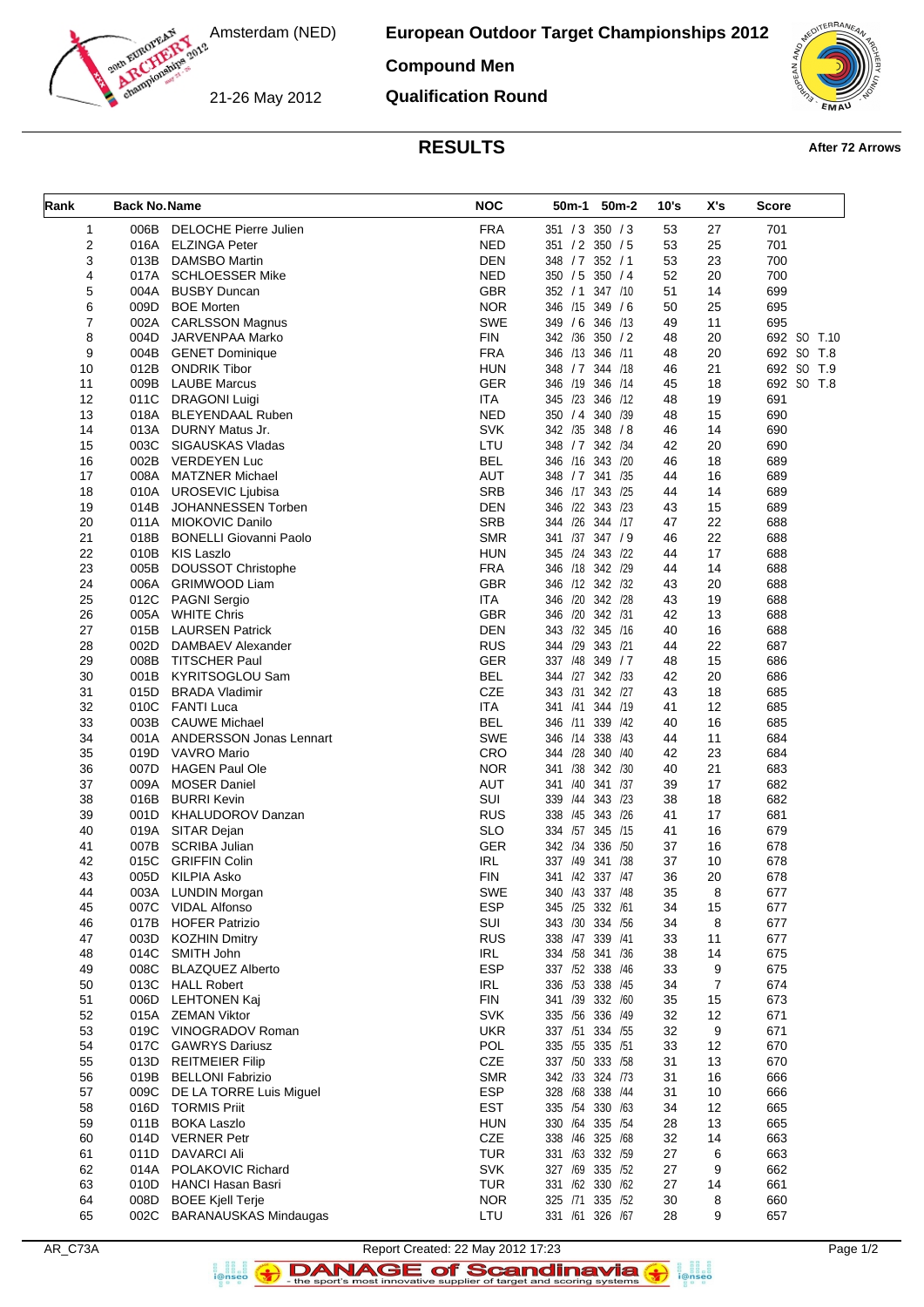Amsterdam (NED)

21-26 May 2012

# European Outdoor Target Championships 2012

## Compound Men

## Qualification Round

## RESULTS

**After 72 Arrows**

| Rank | Back No. | Name | NOC | 50m-1 | 50m-2 | 10's | X's | Score |
|---|---|---|---|---|---|---|---|---|
| 1 | 006B | DELOCHE Pierre Julien | FRA | 351 / 3 | 350 / 3 | 53 | 27 | 701 |
| 2 | 016A | ELZINGA Peter | NED | 351 / 2 | 350 / 5 | 53 | 25 | 701 |
| 3 | 013B | DAMSBO Martin | DEN | 348 / 7 | 352 / 1 | 53 | 23 | 700 |
| 4 | 017A | SCHLOESSER Mike | NED | 350 / 5 | 350 / 4 | 52 | 20 | 700 |
| 5 | 004A | BUSBY Duncan | GBR | 352 / 1 | 347 /10 | 51 | 14 | 699 |
| 6 | 009D | BOE Morten | NOR | 346 /15 | 349 / 6 | 50 | 25 | 695 |
| 7 | 002A | CARLSSON Magnus | SWE | 349 / 6 | 346 /13 | 49 | 11 | 695 |
| 8 | 004D | JARVENPAA Marko | FIN | 342 /36 | 350 / 2 | 48 | 20 | 692 SO T.10 |
| 9 | 004B | GENET Dominique | FRA | 346 /13 | 346 /11 | 48 | 20 | 692 SO T.8 |
| 10 | 012B | ONDRIK Tibor | HUN | 348 / 7 | 344 /18 | 46 | 21 | 692 SO T.9 |
| 11 | 009B | LAUBE Marcus | GER | 346 /19 | 346 /14 | 45 | 18 | 692 SO T.8 |
| 12 | 011C | DRAGONI Luigi | ITA | 345 /23 | 346 /12 | 48 | 19 | 691 |
| 13 | 018A | BLEYENDAAL Ruben | NED | 350 / 4 | 340 /39 | 48 | 15 | 690 |
| 14 | 013A | DURNY Matus Jr. | SVK | 342 /35 | 348 / 8 | 46 | 14 | 690 |
| 15 | 003C | SIGAUSKAS Vladas | LTU | 348 / 7 | 342 /34 | 42 | 20 | 690 |
| 16 | 002B | VERDEYEN Luc | BEL | 346 /16 | 343 /20 | 46 | 18 | 689 |
| 17 | 008A | MATZNER Michael | AUT | 348 / 7 | 341 /35 | 44 | 16 | 689 |
| 18 | 010A | UROSEVIC Ljubisa | SRB | 346 /17 | 343 /25 | 44 | 14 | 689 |
| 19 | 014B | JOHANNESSEN Torben | DEN | 346 /22 | 343 /23 | 43 | 15 | 689 |
| 20 | 011A | MIOKOVIC Danilo | SRB | 344 /26 | 344 /17 | 47 | 22 | 688 |
| 21 | 018B | BONELLI Giovanni Paolo | SMR | 341 /37 | 347 / 9 | 46 | 22 | 688 |
| 22 | 010B | KIS Laszlo | HUN | 345 /24 | 343 /22 | 44 | 17 | 688 |
| 23 | 005B | DOUSSOT Christophe | FRA | 346 /18 | 342 /29 | 44 | 14 | 688 |
| 24 | 006A | GRIMWOOD Liam | GBR | 346 /12 | 342 /32 | 43 | 20 | 688 |
| 25 | 012C | PAGNI Sergio | ITA | 346 /20 | 342 /28 | 43 | 19 | 688 |
| 26 | 005A | WHITE Chris | GBR | 346 /20 | 342 /31 | 42 | 13 | 688 |
| 27 | 015B | LAURSEN Patrick | DEN | 343 /32 | 345 /16 | 40 | 16 | 688 |
| 28 | 002D | DAMBAEV Alexander | RUS | 344 /29 | 343 /21 | 44 | 22 | 687 |
| 29 | 008B | TITSCHER Paul | GER | 337 /48 | 349 / 7 | 48 | 15 | 686 |
| 30 | 001B | KYRITSOGLOU Sam | BEL | 344 /27 | 342 /33 | 42 | 20 | 686 |
| 31 | 015D | BRADA Vladimir | CZE | 343 /31 | 342 /27 | 43 | 18 | 685 |
| 32 | 010C | FANTI Luca | ITA | 341 /41 | 344 /19 | 41 | 12 | 685 |
| 33 | 003B | CAUWE Michael | BEL | 346 /11 | 339 /42 | 40 | 16 | 685 |
| 34 | 001A | ANDERSSON Jonas Lennart | SWE | 346 /14 | 338 /43 | 44 | 11 | 684 |
| 35 | 019D | VAVRO Mario | CRO | 344 /28 | 340 /40 | 42 | 23 | 684 |
| 36 | 007D | HAGEN Paul Ole | NOR | 341 /38 | 342 /30 | 40 | 21 | 683 |
| 37 | 009A | MOSER Daniel | AUT | 341 /40 | 341 /37 | 39 | 17 | 682 |
| 38 | 016B | BURRI Kevin | SUI | 339 /44 | 343 /23 | 38 | 18 | 682 |
| 39 | 001D | KHALUDOROV Danzan | RUS | 338 /45 | 343 /26 | 41 | 17 | 681 |
| 40 | 019A | SITAR Dejan | SLO | 334 /57 | 345 /15 | 41 | 16 | 679 |
| 41 | 007B | SCRIBA Julian | GER | 342 /34 | 336 /50 | 37 | 16 | 678 |
| 42 | 015C | GRIFFIN Colin | IRL | 337 /49 | 341 /38 | 37 | 10 | 678 |
| 43 | 005D | KILPIA Asko | FIN | 341 /42 | 337 /47 | 36 | 20 | 678 |
| 44 | 003A | LUNDIN Morgan | SWE | 340 /43 | 337 /48 | 35 | 8 | 677 |
| 45 | 007C | VIDAL Alfonso | ESP | 345 /25 | 332 /61 | 34 | 15 | 677 |
| 46 | 017B | HOFER Patrizio | SUI | 343 /30 | 334 /56 | 34 | 8 | 677 |
| 47 | 003D | KOZHIN Dmitry | RUS | 338 /47 | 339 /41 | 33 | 11 | 677 |
| 48 | 014C | SMITH John | IRL | 334 /58 | 341 /36 | 38 | 14 | 675 |
| 49 | 008C | BLAZQUEZ Alberto | ESP | 337 /52 | 338 /46 | 33 | 9 | 675 |
| 50 | 013C | HALL Robert | IRL | 336 /53 | 338 /45 | 34 | 7 | 674 |
| 51 | 006D | LEHTONEN Kaj | FIN | 341 /39 | 332 /60 | 35 | 15 | 673 |
| 52 | 015A | ZEMAN Viktor | SVK | 335 /56 | 336 /49 | 32 | 12 | 671 |
| 53 | 019C | VINOGRADOV Roman | UKR | 337 /51 | 334 /55 | 32 | 9 | 671 |
| 54 | 017C | GAWRYS Dariusz | POL | 335 /55 | 335 /51 | 33 | 12 | 670 |
| 55 | 013D | REITMEIER Filip | CZE | 337 /50 | 333 /58 | 31 | 13 | 670 |
| 56 | 019B | BELLONI Fabrizio | SMR | 342 /33 | 324 /73 | 31 | 16 | 666 |
| 57 | 009C | DE LA TORRE Luis Miguel | ESP | 328 /68 | 338 /44 | 31 | 10 | 666 |
| 58 | 016D | TORMIS Priit | EST | 335 /54 | 330 /63 | 34 | 12 | 665 |
| 59 | 011B | BOKA Laszlo | HUN | 330 /64 | 335 /54 | 28 | 13 | 665 |
| 60 | 014D | VERNER Petr | CZE | 338 /46 | 325 /68 | 32 | 14 | 663 |
| 61 | 011D | DAVARCI Ali | TUR | 331 /63 | 332 /59 | 27 | 6 | 663 |
| 62 | 014A | POLAKOVIC Richard | SVK | 327 /69 | 335 /52 | 27 | 9 | 662 |
| 63 | 010D | HANCI Hasan Basri | TUR | 331 /62 | 330 /62 | 27 | 14 | 661 |
| 64 | 008D | BOEE Kjell Terje | NOR | 325 /71 | 335 /52 | 30 | 8 | 660 |
| 65 | 002C | BARANAUSKAS Mindaugas | LTU | 331 /61 | 326 /67 | 28 | 9 | 657 |

AR_C73A Report Created: 22 May 2012 17:23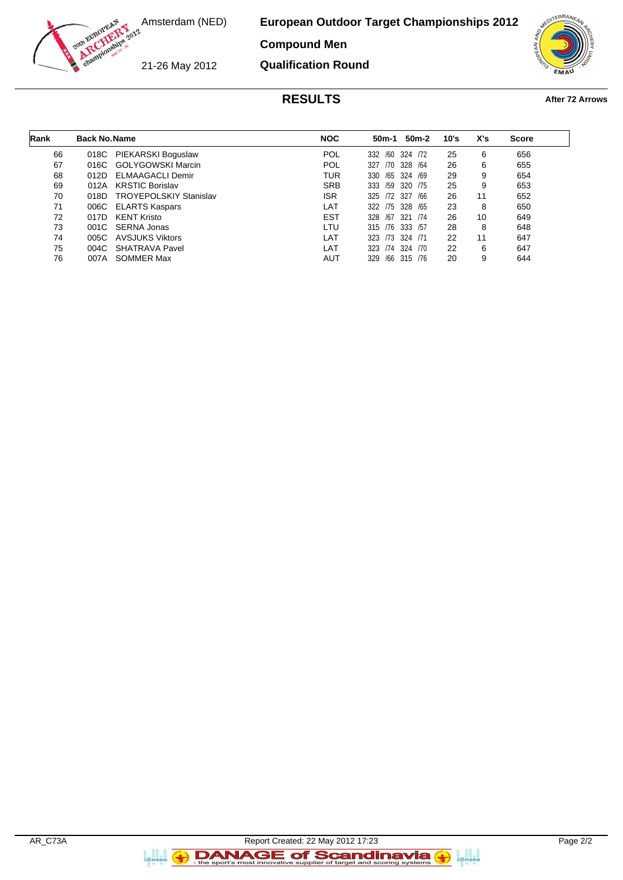Amsterdam (NED)

21-26 May 2012

# European Outdoor Target Championships 2012

## Compound Men

## Qualification Round

### RESULTS

**After 72 Arrows**

| Rank | Back No. | Name | NOC | 50m-1 | 50m-2 | 10's | X's | Score |
|---|---|---|---|---|---|---|---|---|
| 66 | 018C | PIEKARSKI Boguslaw | POL | 332 /60 | 324 /72 | 25 | 6 | 656 |
| 67 | 016C | GOLYGOWSKI Marcin | POL | 327 /70 | 328 /64 | 26 | 6 | 655 |
| 68 | 012D | ELMAAGACLI Demir | TUR | 330 /65 | 324 /69 | 29 | 9 | 654 |
| 69 | 012A | KRSTIC Borislav | SRB | 333 /59 | 320 /75 | 25 | 9 | 653 |
| 70 | 018D | TROYEPOLSKIY Stanislav | ISR | 325 /72 | 327 /66 | 26 | 11 | 652 |
| 71 | 006C | ELARTS Kaspars | LAT | 322 /75 | 328 /65 | 23 | 8 | 650 |
| 72 | 017D | KENT Kristo | EST | 328 /67 | 321 /74 | 26 | 10 | 649 |
| 73 | 001C | SERNA Jonas | LTU | 315 /76 | 333 /57 | 28 | 8 | 648 |
| 74 | 005C | AVSJUKS Viktors | LAT | 323 /73 | 324 /71 | 22 | 11 | 647 |
| 75 | 004C | SHATRAVA Pavel | LAT | 323 /74 | 324 /70 | 22 | 6 | 647 |
| 76 | 007A | SOMMER Max | AUT | 329 /66 | 315 /76 | 20 | 9 | 644 |

AR_C73A

Report Created: 22 May 2012 17:23

DANAGE of Scandinavia - the sport's most innovative supplier of target and scoring systems